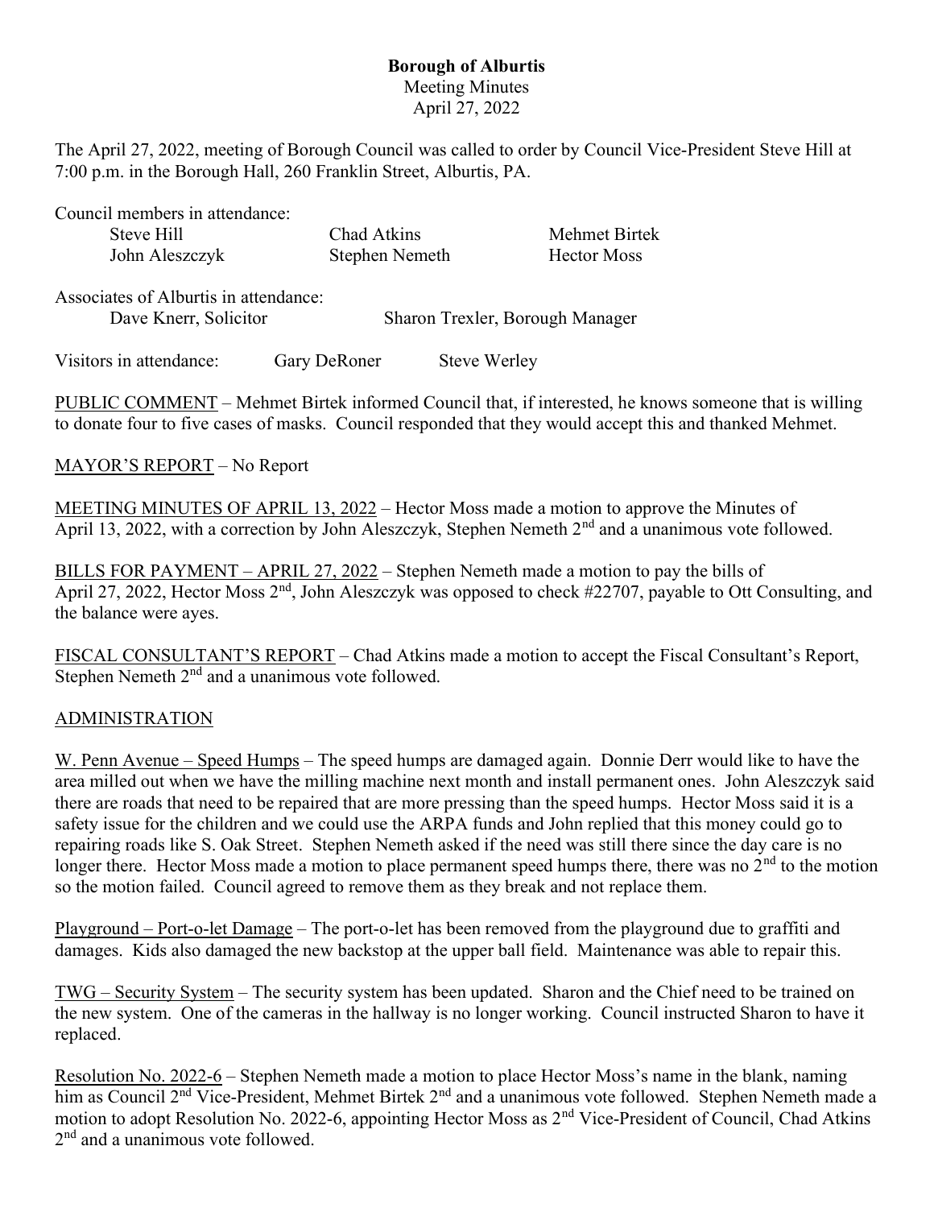# Borough of Alburtis

Meeting Minutes

April 27, 2022

The April 27, 2022, meeting of Borough Council was called to order by Council Vice-President Steve Hill at 7:00 p.m. in the Borough Hall, 260 Franklin Street, Alburtis, PA.

Council members in attendance:

| | | |
|---|---|---|
| Steve Hill | Chad Atkins | Mehmet Birtek |
| John Aleszczyk | Stephen Nemeth | Hector Moss |

Associates of Alburtis in attendance:

Dave Knerr, Solicitor          Sharon Trexler, Borough Manager

Visitors in attendance:          Gary DeRoner          Steve Werley

<u>PUBLIC COMMENT</u> – Mehmet Birtek informed Council that, if interested, he knows someone that is willing to donate four to five cases of masks. Council responded that they would accept this and thanked Mehmet.

<u>MAYOR'S REPORT</u> – No Report

<u>MEETING MINUTES OF APRIL 13, 2022</u> – Hector Moss made a motion to approve the Minutes of April 13, 2022, with a correction by John Aleszczyk, Stephen Nemeth 2nd and a unanimous vote followed.

<u>BILLS FOR PAYMENT – APRIL 27, 2022</u> – Stephen Nemeth made a motion to pay the bills of April 27, 2022, Hector Moss 2nd, John Aleszczyk was opposed to check #22707, payable to Ott Consulting, and the balance were ayes.

<u>FISCAL CONSULTANT'S REPORT</u> – Chad Atkins made a motion to accept the Fiscal Consultant's Report, Stephen Nemeth 2nd and a unanimous vote followed.

## <u>ADMINISTRATION</u>

<u>W. Penn Avenue – Speed Humps</u> – The speed humps are damaged again. Donnie Derr would like to have the area milled out when we have the milling machine next month and install permanent ones. John Aleszczyk said there are roads that need to be repaired that are more pressing than the speed humps. Hector Moss said it is a safety issue for the children and we could use the ARPA funds and John replied that this money could go to repairing roads like S. Oak Street. Stephen Nemeth asked if the need was still there since the day care is no longer there. Hector Moss made a motion to place permanent speed humps there, there was no 2nd to the motion so the motion failed. Council agreed to remove them as they break and not replace them.

<u>Playground – Port-o-let Damage</u> – The port-o-let has been removed from the playground due to graffiti and damages. Kids also damaged the new backstop at the upper ball field. Maintenance was able to repair this.

<u>TWG – Security System</u> – The security system has been updated. Sharon and the Chief need to be trained on the new system. One of the cameras in the hallway is no longer working. Council instructed Sharon to have it replaced.

<u>Resolution No. 2022-6</u> – Stephen Nemeth made a motion to place Hector Moss's name in the blank, naming him as Council 2nd Vice-President, Mehmet Birtek 2nd and a unanimous vote followed. Stephen Nemeth made a motion to adopt Resolution No. 2022-6, appointing Hector Moss as 2nd Vice-President of Council, Chad Atkins 2nd and a unanimous vote followed.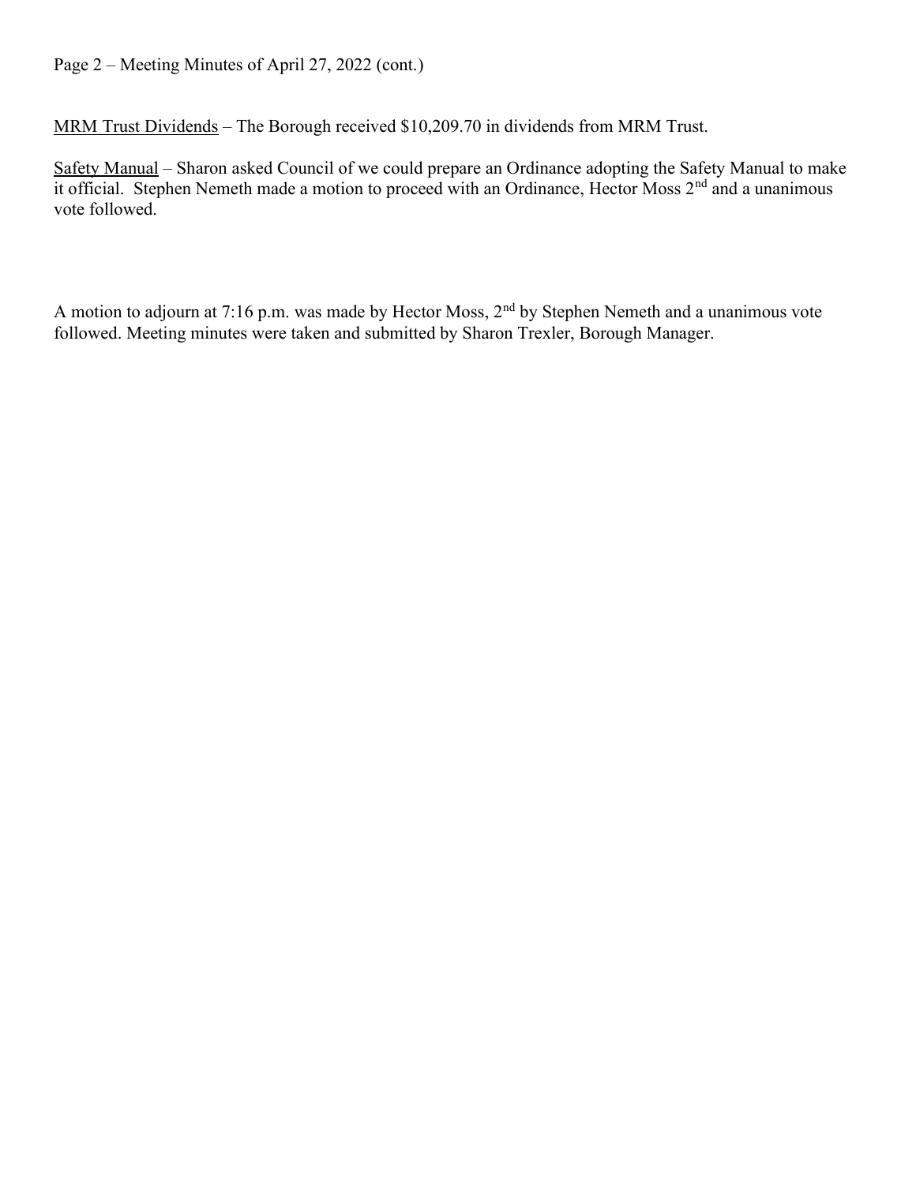MRM Trust Dividends – The Borough received $10,209.70 in dividends from MRM Trust.

Safety Manual – Sharon asked Council of we could prepare an Ordinance adopting the Safety Manual to make it official. Stephen Nemeth made a motion to proceed with an Ordinance, Hector Moss 2nd and a unanimous vote followed.

A motion to adjourn at 7:16 p.m. was made by Hector Moss, 2nd by Stephen Nemeth and a unanimous vote followed. Meeting minutes were taken and submitted by Sharon Trexler, Borough Manager.